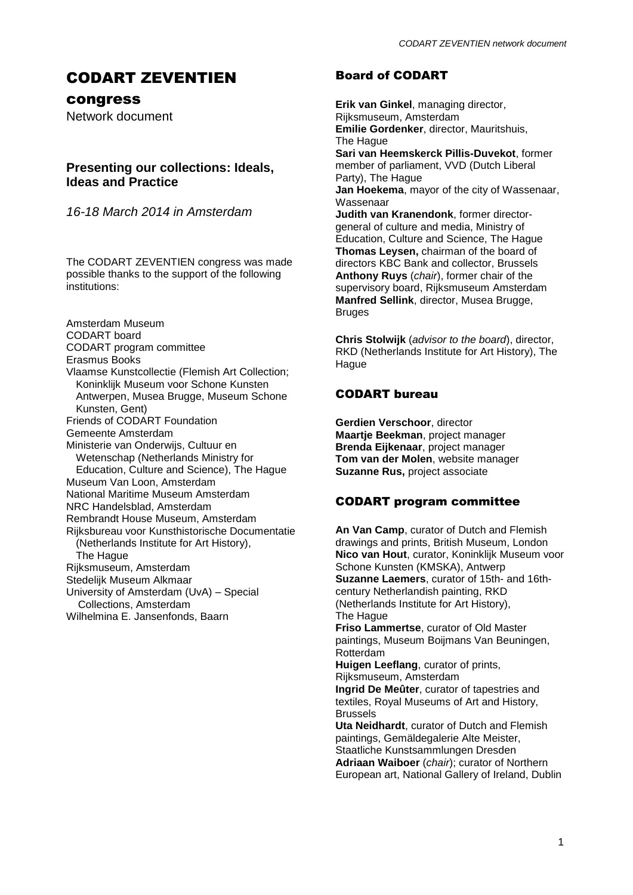# CODART ZEVENTIEN congress

Network document

### Presenting our collections: Ideals, Ideas and Practice

*16-18 March 2014 in Amsterdam*

The CODART ZEVENTIEN congress was made possible thanks to the support of the following institutions:

Amsterdam Museum
CODART board
CODART program committee
Erasmus Books
Vlaamse Kunstcollectie (Flemish Art Collection; Koninklijk Museum voor Schone Kunsten Antwerpen, Musea Brugge, Museum Schone Kunsten, Gent)
Friends of CODART Foundation
Gemeente Amsterdam
Ministerie van Onderwijs, Cultuur en Wetenschap (Netherlands Ministry for Education, Culture and Science), The Hague
Museum Van Loon, Amsterdam
National Maritime Museum Amsterdam
NRC Handelsblad, Amsterdam
Rembrandt House Museum, Amsterdam
Rijksbureau voor Kunsthistorische Documentatie (Netherlands Institute for Art History), The Hague
Rijksmuseum, Amsterdam
Stedelijk Museum Alkmaar
University of Amsterdam (UvA) – Special Collections, Amsterdam
Wilhelmina E. Jansenfonds, Baarn

## Board of CODART

**Erik van Ginkel**, managing director, Rijksmuseum, Amsterdam
**Emilie Gordenker**, director, Mauritshuis, The Hague
**Sari van Heemskerck Pillis-Duvekot**, former member of parliament, VVD (Dutch Liberal Party), The Hague
**Jan Hoekema**, mayor of the city of Wassenaar, Wassenaar
**Judith van Kranendonk**, former director-general of culture and media, Ministry of Education, Culture and Science, The Hague
**Thomas Leysen,** chairman of the board of directors KBC Bank and collector, Brussels
**Anthony Ruys** (*chair*), former chair of the supervisory board, Rijksmuseum Amsterdam
**Manfred Sellink**, director, Musea Brugge, Bruges

**Chris Stolwijk** (*advisor to the board*), director, RKD (Netherlands Institute for Art History), The Hague

## CODART bureau

**Gerdien Verschoor**, director
**Maartje Beekman**, project manager
**Brenda Eijkenaar**, project manager
**Tom van der Molen**, website manager
**Suzanne Rus,** project associate

## CODART program committee

**An Van Camp**, curator of Dutch and Flemish drawings and prints, British Museum, London
**Nico van Hout**, curator, Koninklijk Museum voor Schone Kunsten (KMSKA), Antwerp
**Suzanne Laemers**, curator of 15th- and 16th-century Netherlandish painting, RKD (Netherlands Institute for Art History), The Hague
**Friso Lammertse**, curator of Old Master paintings, Museum Boijmans Van Beuningen, Rotterdam
**Huigen Leeflang**, curator of prints, Rijksmuseum, Amsterdam
**Ingrid De Meûter**, curator of tapestries and textiles, Royal Museums of Art and History, Brussels
**Uta Neidhardt**, curator of Dutch and Flemish paintings, Gemäldegalerie Alte Meister, Staatliche Kunstsammlungen Dresden
**Adriaan Waiboer** (*chair*); curator of Northern European art, National Gallery of Ireland, Dublin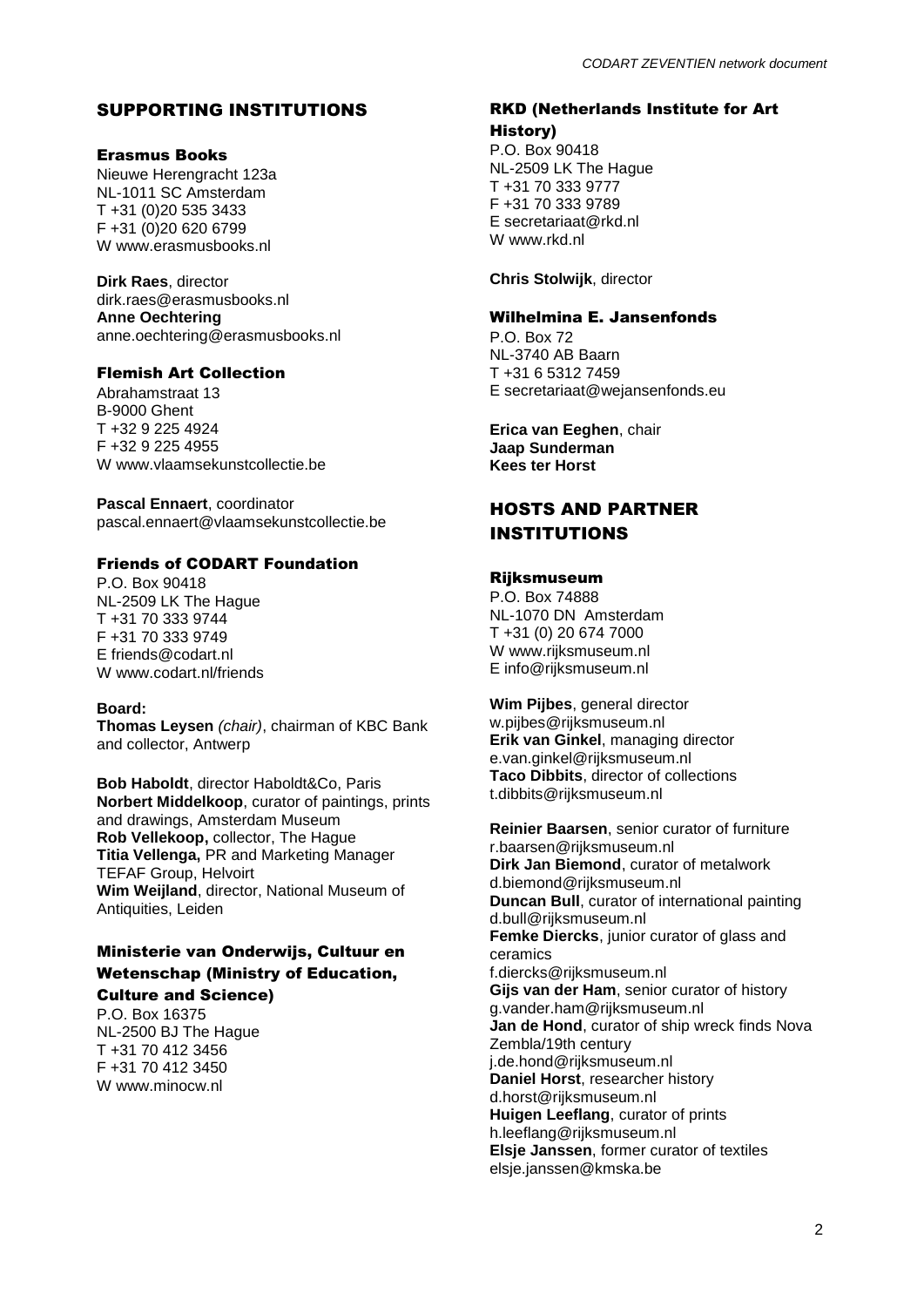## SUPPORTING INSTITUTIONS

### Erasmus Books

Nieuwe Herengracht 123a
NL-1011 SC Amsterdam
T +31 (0)20 535 3433
F +31 (0)20 620 6799
W www.erasmusbooks.nl

**Dirk Raes**, director
dirk.raes@erasmusbooks.nl
**Anne Oechtering**
anne.oechtering@erasmusbooks.nl

### Flemish Art Collection

Abrahamstraat 13
B-9000 Ghent
T +32 9 225 4924
F +32 9 225 4955
W www.vlaamsekunstcollectie.be

**Pascal Ennaert**, coordinator
pascal.ennaert@vlaamsekunstcollectie.be

### Friends of CODART Foundation

P.O. Box 90418
NL-2509 LK The Hague
T +31 70 333 9744
F +31 70 333 9749
E friends@codart.nl
W www.codart.nl/friends

**Board:**
**Thomas Leysen** *(chair)*, chairman of KBC Bank and collector, Antwerp

**Bob Haboldt**, director Haboldt&Co, Paris
**Norbert Middelkoop**, curator of paintings, prints and drawings, Amsterdam Museum
**Rob Vellekoop,** collector, The Hague
**Titia Vellenga,** PR and Marketing Manager TEFAF Group, Helvoirt
**Wim Weijland**, director, National Museum of Antiquities, Leiden

### Ministerie van Onderwijs, Cultuur en Wetenschap (Ministry of Education, Culture and Science)

P.O. Box 16375
NL-2500 BJ The Hague
T +31 70 412 3456
F +31 70 412 3450
W www.minocw.nl

### RKD (Netherlands Institute for Art History)

P.O. Box 90418
NL-2509 LK The Hague
T +31 70 333 9777
F +31 70 333 9789
E secretariaat@rkd.nl
W www.rkd.nl

**Chris Stolwijk**, director

### Wilhelmina E. Jansenfonds

P.O. Box 72
NL-3740 AB Baarn
T +31 6 5312 7459
E secretariaat@wejansenfonds.eu

**Erica van Eeghen**, chair
**Jaap Sunderman**
**Kees ter Horst**

## HOSTS AND PARTNER INSTITUTIONS

### Rijksmuseum

P.O. Box 74888
NL-1070 DN Amsterdam
T +31 (0) 20 674 7000
W www.rijksmuseum.nl
E info@rijksmuseum.nl

**Wim Pijbes**, general director
w.pijbes@rijksmuseum.nl
**Erik van Ginkel**, managing director
e.van.ginkel@rijksmuseum.nl
**Taco Dibbits**, director of collections
t.dibbits@rijksmuseum.nl

**Reinier Baarsen**, senior curator of furniture
r.baarsen@rijksmuseum.nl
**Dirk Jan Biemond**, curator of metalwork
d.biemond@rijksmuseum.nl
**Duncan Bull**, curator of international painting
d.bull@rijksmuseum.nl
**Femke Diercks**, junior curator of glass and ceramics
f.diercks@rijksmuseum.nl
**Gijs van der Ham**, senior curator of history
g.vander.ham@rijksmuseum.nl
**Jan de Hond**, curator of ship wreck finds Nova Zembla/19th century
j.de.hond@rijksmuseum.nl
**Daniel Horst**, researcher history
d.horst@rijksmuseum.nl
**Huigen Leeflang**, curator of prints
h.leeflang@rijksmuseum.nl
**Elsje Janssen**, former curator of textiles
elsje.janssen@kmska.be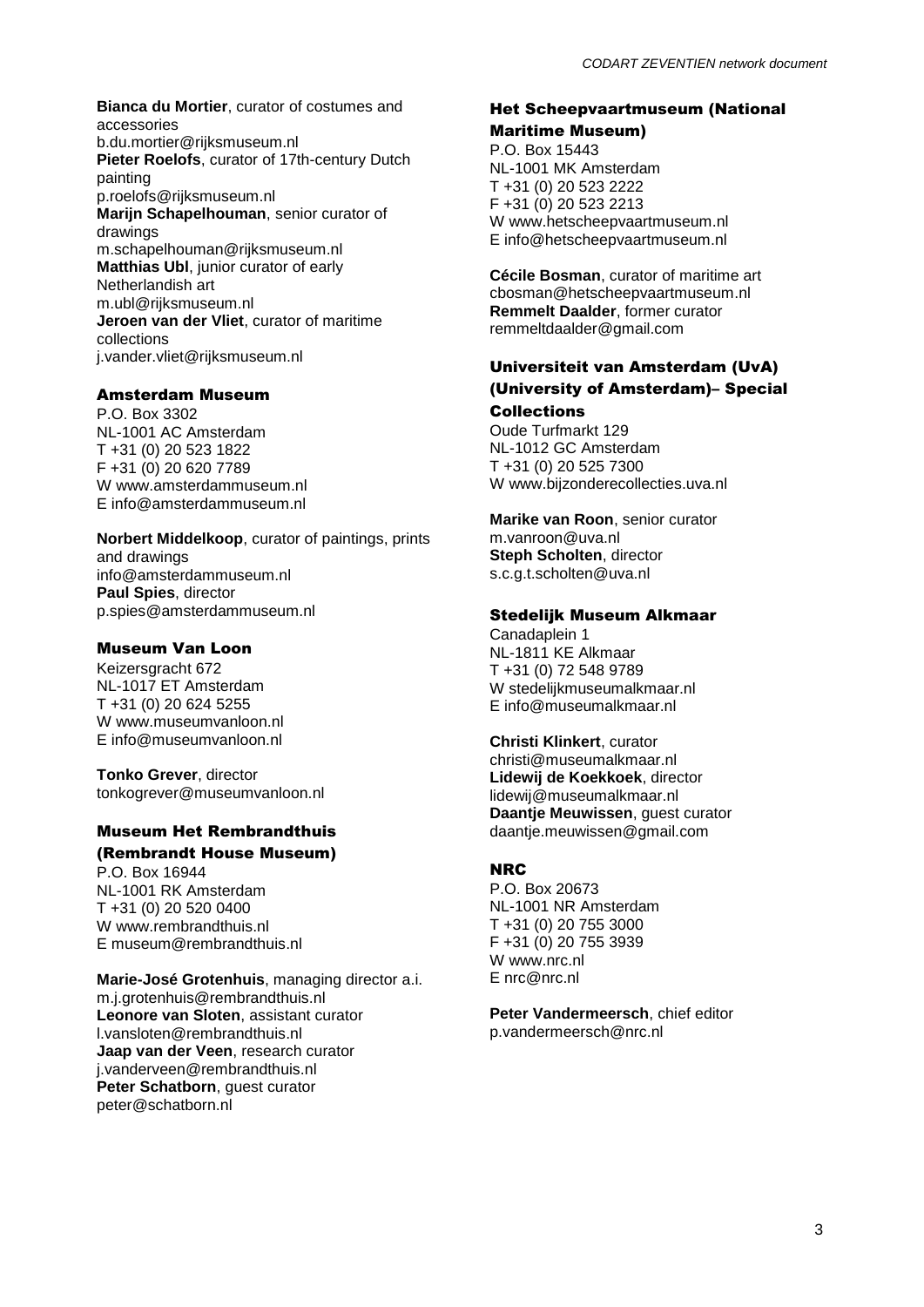**Bianca du Mortier**, curator of costumes and accessories
b.du.mortier@rijksmuseum.nl
**Pieter Roelofs**, curator of 17th-century Dutch painting
p.roelofs@rijksmuseum.nl
**Marijn Schapelhouman**, senior curator of drawings
m.schapelhouman@rijksmuseum.nl
**Matthias Ubl**, junior curator of early Netherlandish art
m.ubl@rijksmuseum.nl
**Jeroen van der Vliet**, curator of maritime collections
j.vander.vliet@rijksmuseum.nl

### Amsterdam Museum

P.O. Box 3302
NL-1001 AC Amsterdam
T +31 (0) 20 523 1822
F +31 (0) 20 620 7789
W www.amsterdammuseum.nl
E info@amsterdammuseum.nl

**Norbert Middelkoop**, curator of paintings, prints and drawings
info@amsterdammuseum.nl
**Paul Spies**, director
p.spies@amsterdammuseum.nl

### Museum Van Loon

Keizersgracht 672
NL-1017 ET Amsterdam
T +31 (0) 20 624 5255
W www.museumvanloon.nl
E info@museumvanloon.nl

**Tonko Grever**, director
tonkogrever@museumvanloon.nl

### Museum Het Rembrandthuis (Rembrandt House Museum)

P.O. Box 16944
NL-1001 RK Amsterdam
T +31 (0) 20 520 0400
W www.rembrandthuis.nl
E museum@rembrandthuis.nl

**Marie-José Grotenhuis**, managing director a.i.
m.j.grotenhuis@rembrandthuis.nl
**Leonore van Sloten**, assistant curator
l.vansloten@rembrandthuis.nl
**Jaap van der Veen**, research curator
j.vanderveen@rembrandthuis.nl
**Peter Schatborn**, guest curator
peter@schatborn.nl

### Het Scheepvaartmuseum (National Maritime Museum)

P.O. Box 15443
NL-1001 MK Amsterdam
T +31 (0) 20 523 2222
F +31 (0) 20 523 2213
W www.hetscheepvaartmuseum.nl
E info@hetscheepvaartmuseum.nl

**Cécile Bosman**, curator of maritime art
cbosman@hetscheepvaartmuseum.nl
**Remmelt Daalder**, former curator
remmeltdaalder@gmail.com

### Universiteit van Amsterdam (UvA) (University of Amsterdam)– Special Collections

Oude Turfmarkt 129
NL-1012 GC Amsterdam
T +31 (0) 20 525 7300
W www.bijzonderecollecties.uva.nl

**Marike van Roon**, senior curator
m.vanroon@uva.nl
**Steph Scholten**, director
s.c.g.t.scholten@uva.nl

### Stedelijk Museum Alkmaar

Canadaplein 1
NL-1811 KE Alkmaar
T +31 (0) 72 548 9789
W stedelijkmuseumalkmaar.nl
E info@museumalkmaar.nl

**Christi Klinkert**, curator
christi@museumalkmaar.nl
**Lidewij de Koekkoek**, director
lidewij@museumalkmaar.nl
**Daantje Meuwissen**, guest curator
daantje.meuwissen@gmail.com

### NRC

P.O. Box 20673
NL-1001 NR Amsterdam
T +31 (0) 20 755 3000
F +31 (0) 20 755 3939
W www.nrc.nl
E nrc@nrc.nl

**Peter Vandermeersch**, chief editor
p.vandermeersch@nrc.nl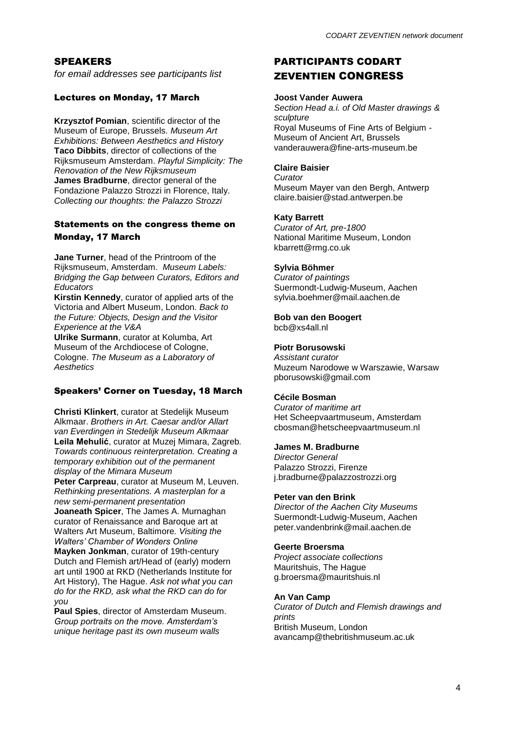## SPEAKERS

*for email addresses see participants list*

### Lectures on Monday, 17 March

**Krzysztof Pomian**, scientific director of the Museum of Europe, Brussels. *Museum Art Exhibitions: Between Aesthetics and History*
**Taco Dibbits**, director of collections of the Rijksmuseum Amsterdam. *Playful Simplicity: The Renovation of the New Rijksmuseum*
**James Bradburne**, director general of the Fondazione Palazzo Strozzi in Florence, Italy. *Collecting our thoughts: the Palazzo Strozzi*

### Statements on the congress theme on Monday, 17 March

**Jane Turner**, head of the Printroom of the Rijksmuseum, Amsterdam. *Museum Labels: Bridging the Gap between Curators, Editors and Educators*
**Kirstin Kennedy**, curator of applied arts of the Victoria and Albert Museum, London. *Back to the Future: Objects, Design and the Visitor Experience at the V&A*
**Ulrike Surmann**, curator at Kolumba, Art Museum of the Archdiocese of Cologne, Cologne. *The Museum as a Laboratory of Aesthetics*

### Speakers' Corner on Tuesday, 18 March

**Christi Klinkert**, curator at Stedelijk Museum Alkmaar. *Brothers in Art. Caesar and/or Allart van Everdingen in Stedelijk Museum Alkmaar*
**Leila Mehulić**, curator at Muzej Mimara, Zagreb. *Towards continuous reinterpretation. Creating a temporary exhibition out of the permanent display of the Mimara Museum*
**Peter Carpreau**, curator at Museum M, Leuven. *Rethinking presentations. A masterplan for a new semi-permanent presentation*
**Joaneath Spicer**, The James A. Murnaghan curator of Renaissance and Baroque art at Walters Art Museum, Baltimore. *Visiting the Walters' Chamber of Wonders Online*
**Mayken Jonkman**, curator of 19th-century Dutch and Flemish art/Head of (early) modern art until 1900 at RKD (Netherlands Institute for Art History), The Hague. *Ask not what you can do for the RKD, ask what the RKD can do for you*
**Paul Spies**, director of Amsterdam Museum. *Group portraits on the move. Amsterdam's unique heritage past its own museum walls*

## PARTICIPANTS CODART ZEVENTIEN CONGRESS

**Joost Vander Auwera**
*Section Head a.i. of Old Master drawings & sculpture*
Royal Museums of Fine Arts of Belgium - Museum of Ancient Art, Brussels
vanderauwera@fine-arts-museum.be

**Claire Baisier**
*Curator*
Museum Mayer van den Bergh, Antwerp
claire.baisier@stad.antwerpen.be

**Katy Barrett**
*Curator of Art, pre-1800*
National Maritime Museum, London
kbarrett@rmg.co.uk

**Sylvia Böhmer**
*Curator of paintings*
Suermondt-Ludwig-Museum, Aachen
sylvia.boehmer@mail.aachen.de

**Bob van den Boogert**
bcb@xs4all.nl

**Piotr Borusowski**
*Assistant curator*
Muzeum Narodowe w Warszawie, Warsaw
pborusowski@gmail.com

**Cécile Bosman**
*Curator of maritime art*
Het Scheepvaartmuseum, Amsterdam
cbosman@hetscheepvaartmuseum.nl

**James M. Bradburne**
*Director General*
Palazzo Strozzi, Firenze
j.bradburne@palazzostrozzi.org

**Peter van den Brink**
*Director of the Aachen City Museums*
Suermondt-Ludwig-Museum, Aachen
peter.vandenbrink@mail.aachen.de

**Geerte Broersma**
*Project associate collections*
Mauritshuis, The Hague
g.broersma@mauritshuis.nl

**An Van Camp**
*Curator of Dutch and Flemish drawings and prints*
British Museum, London
avancamp@thebritishmuseum.ac.uk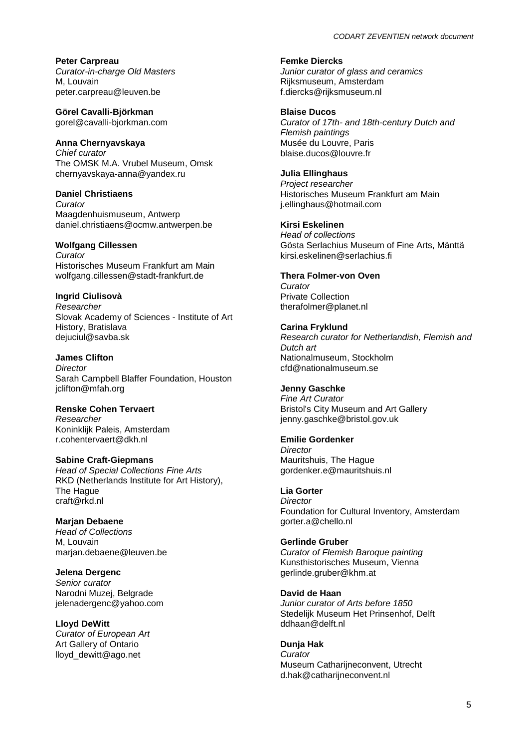**Peter Carpreau**
*Curator-in-charge Old Masters*
M, Louvain
peter.carpreau@leuven.be

**Görel Cavalli-Björkman**
gorel@cavalli-bjorkman.com

**Anna Chernyavskaya**
*Chief curator*
The OMSK M.A. Vrubel Museum, Omsk
chernyavskaya-anna@yandex.ru

**Daniel Christiaens**
*Curator*
Maagdenhuismuseum, Antwerp
daniel.christiaens@ocmw.antwerpen.be

**Wolfgang Cillessen**
*Curator*
Historisches Museum Frankfurt am Main
wolfgang.cillessen@stadt-frankfurt.de

**Ingrid Ciulisovà**
*Researcher*
Slovak Academy of Sciences - Institute of Art History, Bratislava
dejuciul@savba.sk

**James Clifton**
*Director*
Sarah Campbell Blaffer Foundation, Houston
jclifton@mfah.org

**Renske Cohen Tervaert**
*Researcher*
Koninklijk Paleis, Amsterdam
r.cohentervaert@dkh.nl

**Sabine Craft-Giepmans**
*Head of Special Collections Fine Arts*
RKD (Netherlands Institute for Art History), The Hague
craft@rkd.nl

**Marjan Debaene**
*Head of Collections*
M, Louvain
marjan.debaene@leuven.be

**Jelena Dergenc**
*Senior curator*
Narodni Muzej, Belgrade
jelenadergenc@yahoo.com

**Lloyd DeWitt**
*Curator of European Art*
Art Gallery of Ontario
lloyd_dewitt@ago.net

**Femke Diercks**
*Junior curator of glass and ceramics*
Rijksmuseum, Amsterdam
f.diercks@rijksmuseum.nl

**Blaise Ducos**
*Curator of 17th- and 18th-century Dutch and Flemish paintings*
Musée du Louvre, Paris
blaise.ducos@louvre.fr

**Julia Ellinghaus**
*Project researcher*
Historisches Museum Frankfurt am Main
j.ellinghaus@hotmail.com

**Kirsi Eskelinen**
*Head of collections*
Gösta Serlachius Museum of Fine Arts, Mänttä
kirsi.eskelinen@serlachius.fi

**Thera Folmer-von Oven**
*Curator*
Private Collection
therafolmer@planet.nl

**Carina Fryklund**
*Research curator for Netherlandish, Flemish and Dutch art*
Nationalmuseum, Stockholm
cfd@nationalmuseum.se

**Jenny Gaschke**
*Fine Art Curator*
Bristol's City Museum and Art Gallery
jenny.gaschke@bristol.gov.uk

**Emilie Gordenker**
*Director*
Mauritshuis, The Hague
gordenker.e@mauritshuis.nl

**Lia Gorter**
*Director*
Foundation for Cultural Inventory, Amsterdam
gorter.a@chello.nl

**Gerlinde Gruber**
*Curator of Flemish Baroque painting*
Kunsthistorisches Museum, Vienna
gerlinde.gruber@khm.at

**David de Haan**
*Junior curator of Arts before 1850*
Stedelijk Museum Het Prinsenhof, Delft
ddhaan@delft.nl

**Dunja Hak**
*Curator*
Museum Catharijneconvent, Utrecht
d.hak@catharijneconvent.nl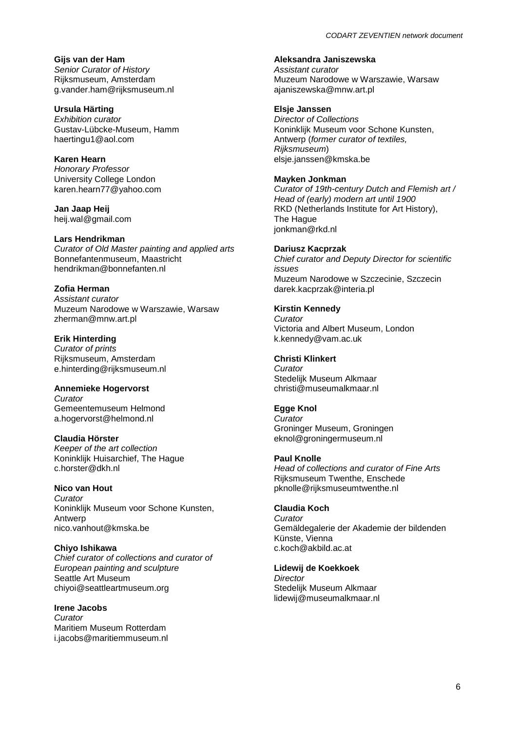**Gijs van der Ham**
*Senior Curator of History*
Rijksmuseum, Amsterdam
g.vander.ham@rijksmuseum.nl

**Ursula Härting**
*Exhibition curator*
Gustav-Lübcke-Museum, Hamm
haertingu1@aol.com

**Karen Hearn**
*Honorary Professor*
University College London
karen.hearn77@yahoo.com

**Jan Jaap Heij**
heij.wal@gmail.com

**Lars Hendrikman**
*Curator of Old Master painting and applied arts*
Bonnefantenmuseum, Maastricht
hendrikman@bonnefanten.nl

**Zofia Herman**
*Assistant curator*
Muzeum Narodowe w Warszawie, Warsaw
zherman@mnw.art.pl

**Erik Hinterding**
*Curator of prints*
Rijksmuseum, Amsterdam
e.hinterding@rijksmuseum.nl

**Annemieke Hogervorst**
*Curator*
Gemeentemuseum Helmond
a.hogervorst@helmond.nl

**Claudia Hörster**
*Keeper of the art collection*
Koninklijk Huisarchief, The Hague
c.horster@dkh.nl

**Nico van Hout**
*Curator*
Koninklijk Museum voor Schone Kunsten, Antwerp
nico.vanhout@kmska.be

**Chiyo Ishikawa**
*Chief curator of collections and curator of European painting and sculpture*
Seattle Art Museum
chiyoi@seattleartmuseum.org

**Irene Jacobs**
*Curator*
Maritiem Museum Rotterdam
i.jacobs@maritiemmuseum.nl

**Aleksandra Janiszewska**
*Assistant curator*
Muzeum Narodowe w Warszawie, Warsaw
ajaniszewska@mnw.art.pl

**Elsje Janssen**
*Director of Collections*
Koninklijk Museum voor Schone Kunsten, Antwerp (*former curator of textiles, Rijksmuseum*)
elsje.janssen@kmska.be

**Mayken Jonkman**
*Curator of 19th-century Dutch and Flemish art / Head of (early) modern art until 1900*
RKD (Netherlands Institute for Art History), The Hague
jonkman@rkd.nl

**Dariusz Kacprzak**
*Chief curator and Deputy Director for scientific issues*
Muzeum Narodowe w Szczecinie, Szczecin
darek.kacprzak@interia.pl

**Kirstin Kennedy**
*Curator*
Victoria and Albert Museum, London
k.kennedy@vam.ac.uk

**Christi Klinkert**
*Curator*
Stedelijk Museum Alkmaar
christi@museumalkmaar.nl

**Egge Knol**
*Curator*
Groninger Museum, Groningen
eknol@groningermuseum.nl

**Paul Knolle**
*Head of collections and curator of Fine Arts*
Rijksmuseum Twenthe, Enschede
pknolle@rijksmuseumtwenthe.nl

**Claudia Koch**
*Curator*
Gemäldegalerie der Akademie der bildenden Künste, Vienna
c.koch@akbild.ac.at

**Lidewij de Koekkoek**
*Director*
Stedelijk Museum Alkmaar
lidewij@museumalkmaar.nl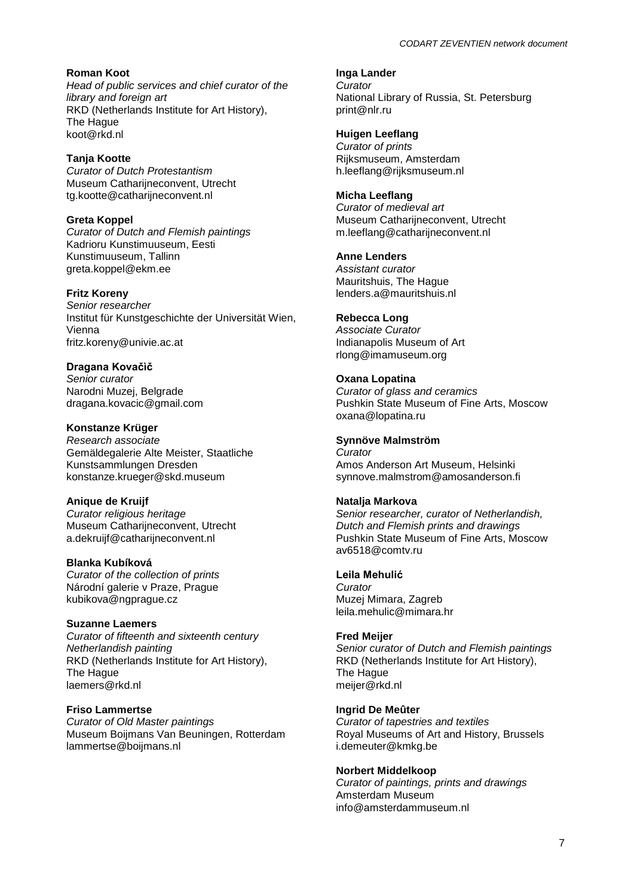**Roman Koot**
*Head of public services and chief curator of the library and foreign art*
RKD (Netherlands Institute for Art History), The Hague
koot@rkd.nl

**Tanja Kootte**
*Curator of Dutch Protestantism*
Museum Catharijneconvent, Utrecht
tg.kootte@catharijneconvent.nl

**Greta Koppel**
*Curator of Dutch and Flemish paintings*
Kadrioru Kunstimuuseum, Eesti Kunstimuuseum, Tallinn
greta.koppel@ekm.ee

**Fritz Koreny**
*Senior researcher*
Institut für Kunstgeschichte der Universität Wien, Vienna
fritz.koreny@univie.ac.at

**Dragana Kovačič**
*Senior curator*
Narodni Muzej, Belgrade
dragana.kovacic@gmail.com

**Konstanze Krüger**
*Research associate*
Gemäldegalerie Alte Meister, Staatliche Kunstsammlungen Dresden
konstanze.krueger@skd.museum

**Anique de Kruijf**
*Curator religious heritage*
Museum Catharijneconvent, Utrecht
a.dekruijf@catharijneconvent.nl

**Blanka Kubíková**
*Curator of the collection of prints*
Národní galerie v Praze, Prague
kubikova@ngprague.cz

**Suzanne Laemers**
*Curator of fifteenth and sixteenth century Netherlandish painting*
RKD (Netherlands Institute for Art History), The Hague
laemers@rkd.nl

**Friso Lammertse**
*Curator of Old Master paintings*
Museum Boijmans Van Beuningen, Rotterdam
lammertse@boijmans.nl

**Inga Lander**
*Curator*
National Library of Russia, St. Petersburg
print@nlr.ru

**Huigen Leeflang**
*Curator of prints*
Rijksmuseum, Amsterdam
h.leeflang@rijksmuseum.nl

**Micha Leeflang**
*Curator of medieval art*
Museum Catharijneconvent, Utrecht
m.leeflang@catharijneconvent.nl

**Anne Lenders**
*Assistant curator*
Mauritshuis, The Hague
lenders.a@mauritshuis.nl

**Rebecca Long**
*Associate Curator*
Indianapolis Museum of Art
rlong@imamuseum.org

**Oxana Lopatina**
*Curator of glass and ceramics*
Pushkin State Museum of Fine Arts, Moscow
oxana@lopatina.ru

**Synnöve Malmström**
*Curator*
Amos Anderson Art Museum, Helsinki
synnove.malmstrom@amosanderson.fi

**Natalja Markova**
*Senior researcher, curator of Netherlandish, Dutch and Flemish prints and drawings*
Pushkin State Museum of Fine Arts, Moscow
av6518@comtv.ru

**Leila Mehulić**
*Curator*
Muzej Mimara, Zagreb
leila.mehulic@mimara.hr

**Fred Meijer**
*Senior curator of Dutch and Flemish paintings*
RKD (Netherlands Institute for Art History), The Hague
meijer@rkd.nl

**Ingrid De Meûter**
*Curator of tapestries and textiles*
Royal Museums of Art and History, Brussels
i.demeuter@kmkg.be

**Norbert Middelkoop**
*Curator of paintings, prints and drawings*
Amsterdam Museum
info@amsterdammuseum.nl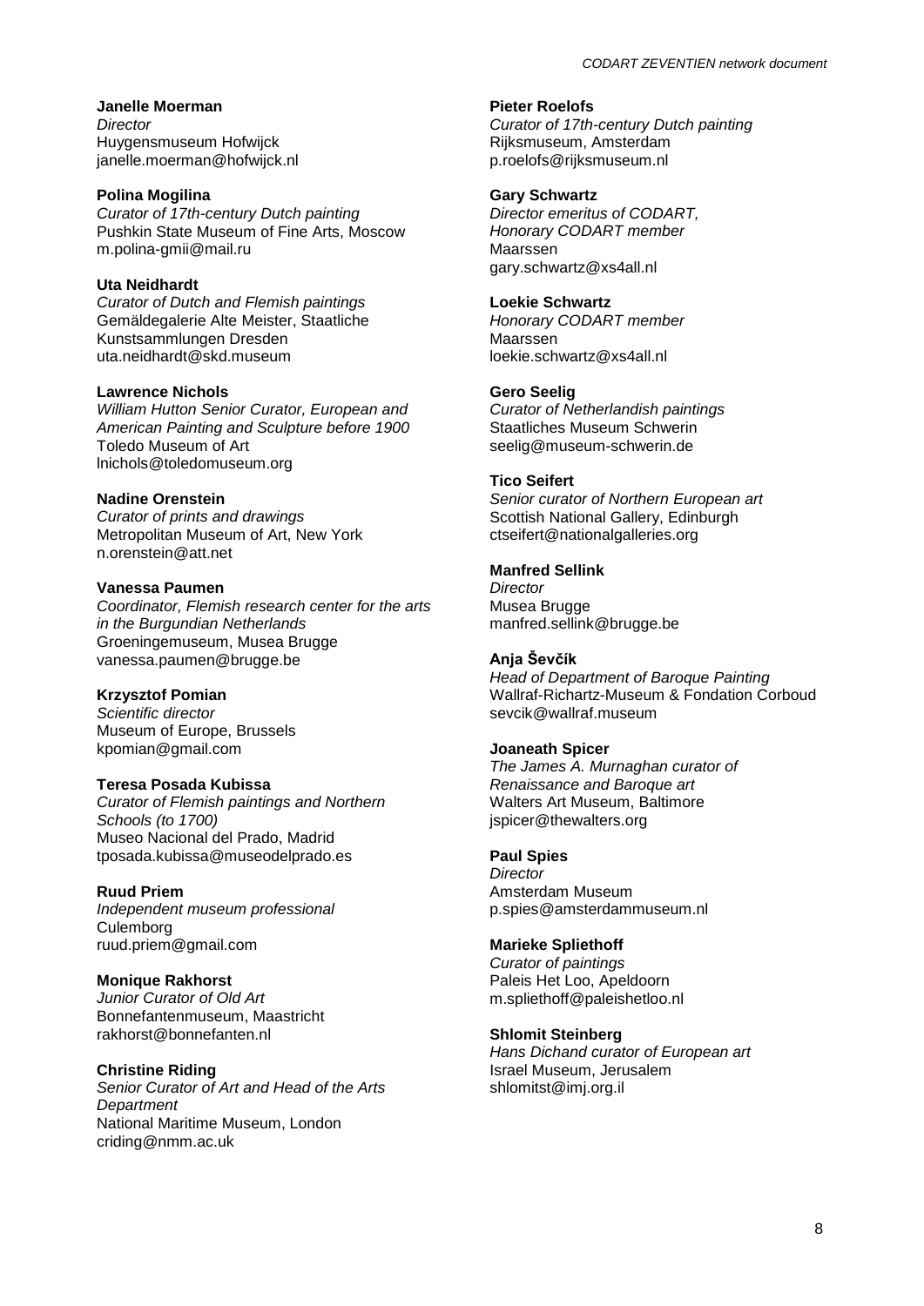**Janelle Moerman**
*Director*
Huygensmuseum Hofwijck
janelle.moerman@hofwijck.nl

**Polina Mogilina**
*Curator of 17th-century Dutch painting*
Pushkin State Museum of Fine Arts, Moscow
m.polina-gmii@mail.ru

**Uta Neidhardt**
*Curator of Dutch and Flemish paintings*
Gemäldegalerie Alte Meister, Staatliche Kunstsammlungen Dresden
uta.neidhardt@skd.museum

**Lawrence Nichols**
*William Hutton Senior Curator, European and American Painting and Sculpture before 1900*
Toledo Museum of Art
lnichols@toledomuseum.org

**Nadine Orenstein**
*Curator of prints and drawings*
Metropolitan Museum of Art, New York
n.orenstein@att.net

**Vanessa Paumen**
*Coordinator, Flemish research center for the arts in the Burgundian Netherlands*
Groeningemuseum, Musea Brugge
vanessa.paumen@brugge.be

**Krzysztof Pomian**
*Scientific director*
Museum of Europe, Brussels
kpomian@gmail.com

**Teresa Posada Kubissa**
*Curator of Flemish paintings and Northern Schools (to 1700)*
Museo Nacional del Prado, Madrid
tposada.kubissa@museodelprado.es

**Ruud Priem**
*Independent museum professional*
Culemborg
ruud.priem@gmail.com

**Monique Rakhorst**
*Junior Curator of Old Art*
Bonnefantenmuseum, Maastricht
rakhorst@bonnefanten.nl

**Christine Riding**
*Senior Curator of Art and Head of the Arts Department*
National Maritime Museum, London
criding@nmm.ac.uk

**Pieter Roelofs**
*Curator of 17th-century Dutch painting*
Rijksmuseum, Amsterdam
p.roelofs@rijksmuseum.nl

**Gary Schwartz**
*Director emeritus of CODART, Honorary CODART member*
Maarssen
gary.schwartz@xs4all.nl

**Loekie Schwartz**
*Honorary CODART member*
Maarssen
loekie.schwartz@xs4all.nl

**Gero Seelig**
*Curator of Netherlandish paintings*
Staatliches Museum Schwerin
seelig@museum-schwerin.de

**Tico Seifert**
*Senior curator of Northern European art*
Scottish National Gallery, Edinburgh
ctseifert@nationalgalleries.org

**Manfred Sellink**
*Director*
Musea Brugge
manfred.sellink@brugge.be

**Anja Ševčík**
*Head of Department of Baroque Painting*
Wallraf-Richartz-Museum & Fondation Corboud
sevcik@wallraf.museum

**Joaneath Spicer**
*The James A. Murnaghan curator of Renaissance and Baroque art*
Walters Art Museum, Baltimore
jspicer@thewalters.org

**Paul Spies**
*Director*
Amsterdam Museum
p.spies@amsterdammuseum.nl

**Marieke Spliethoff**
*Curator of paintings*
Paleis Het Loo, Apeldoorn
m.spliethoff@paleishetloo.nl

**Shlomit Steinberg**
*Hans Dichand curator of European art*
Israel Museum, Jerusalem
shlomitst@imj.org.il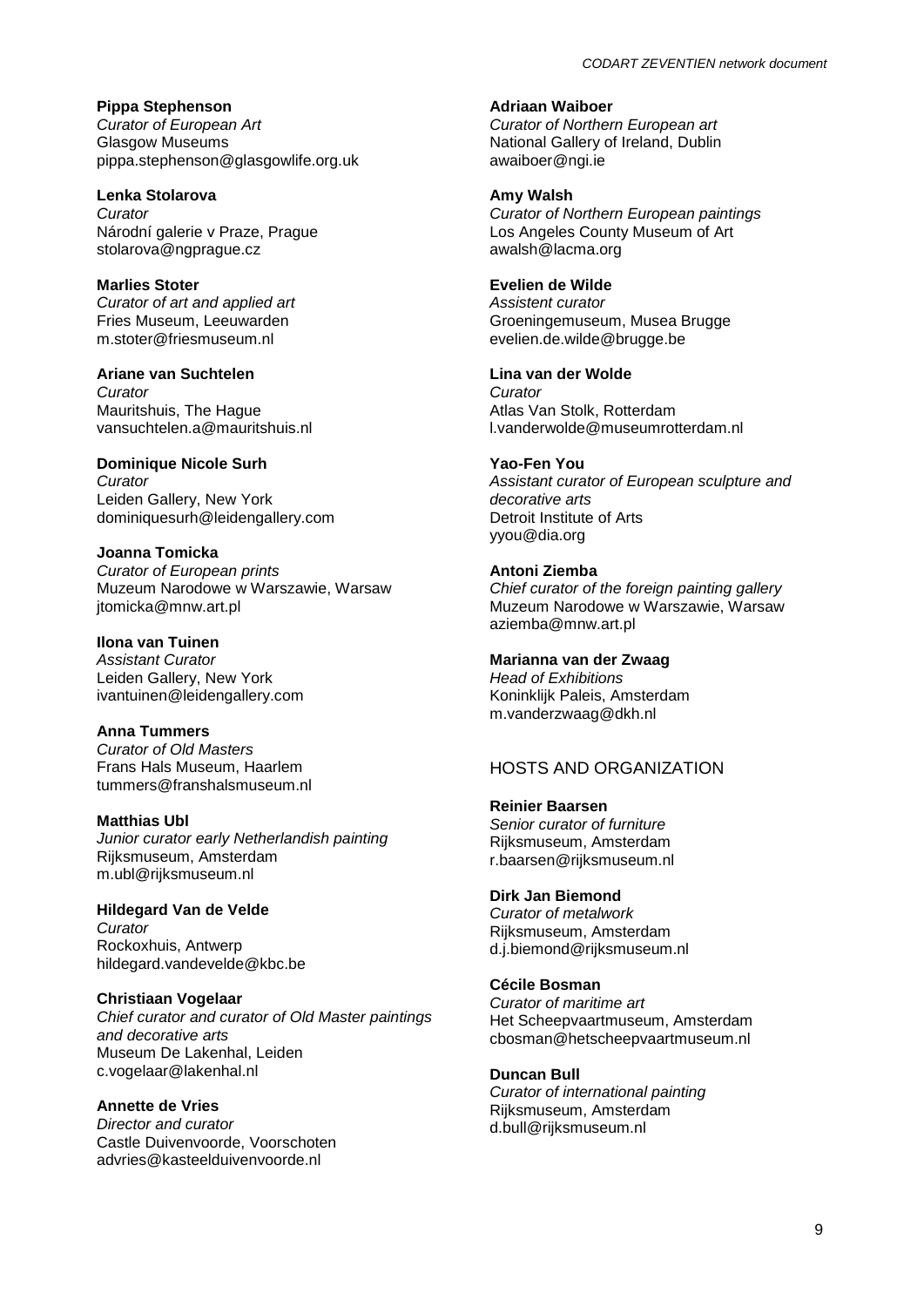**Pippa Stephenson**
*Curator of European Art*
Glasgow Museums
pippa.stephenson@glasgowlife.org.uk

**Lenka Stolarova**
*Curator*
Národní galerie v Praze, Prague
stolarova@ngprague.cz

**Marlies Stoter**
*Curator of art and applied art*
Fries Museum, Leeuwarden
m.stoter@friesmuseum.nl

**Ariane van Suchtelen**
*Curator*
Mauritshuis, The Hague
vansuchtelen.a@mauritshuis.nl

**Dominique Nicole Surh**
*Curator*
Leiden Gallery, New York
dominiquesurh@leidengallery.com

**Joanna Tomicka**
*Curator of European prints*
Muzeum Narodowe w Warszawie, Warsaw
jtomicka@mnw.art.pl

**Ilona van Tuinen**
*Assistant Curator*
Leiden Gallery, New York
ivantuinen@leidengallery.com

**Anna Tummers**
*Curator of Old Masters*
Frans Hals Museum, Haarlem
tummers@franshalsmuseum.nl

**Matthias Ubl**
*Junior curator early Netherlandish painting*
Rijksmuseum, Amsterdam
m.ubl@rijksmuseum.nl

**Hildegard Van de Velde**
*Curator*
Rockoxhuis, Antwerp
hildegard.vandevelde@kbc.be

**Christiaan Vogelaar**
*Chief curator and curator of Old Master paintings and decorative arts*
Museum De Lakenhal, Leiden
c.vogelaar@lakenhal.nl

**Annette de Vries**
*Director and curator*
Castle Duivenvoorde, Voorschoten
advries@kasteelduivenvoorde.nl

**Adriaan Waiboer**
*Curator of Northern European art*
National Gallery of Ireland, Dublin
awaiboer@ngi.ie

**Amy Walsh**
*Curator of Northern European paintings*
Los Angeles County Museum of Art
awalsh@lacma.org

**Evelien de Wilde**
*Assistent curator*
Groeningemuseum, Musea Brugge
evelien.de.wilde@brugge.be

**Lina van der Wolde**
*Curator*
Atlas Van Stolk, Rotterdam
l.vanderwolde@museumrotterdam.nl

**Yao-Fen You**
*Assistant curator of European sculpture and decorative arts*
Detroit Institute of Arts
yyou@dia.org

**Antoni Ziemba**
*Chief curator of the foreign painting gallery*
Muzeum Narodowe w Warszawie, Warsaw
aziemba@mnw.art.pl

**Marianna van der Zwaag**
*Head of Exhibitions*
Koninklijk Paleis, Amsterdam
m.vanderzwaag@dkh.nl

## HOSTS AND ORGANIZATION

**Reinier Baarsen**
*Senior curator of furniture*
Rijksmuseum, Amsterdam
r.baarsen@rijksmuseum.nl

**Dirk Jan Biemond**
*Curator of metalwork*
Rijksmuseum, Amsterdam
d.j.biemond@rijksmuseum.nl

**Cécile Bosman**
*Curator of maritime art*
Het Scheepvaartmuseum, Amsterdam
cbosman@hetscheepvaartmuseum.nl

**Duncan Bull**
*Curator of international painting*
Rijksmuseum, Amsterdam
d.bull@rijksmuseum.nl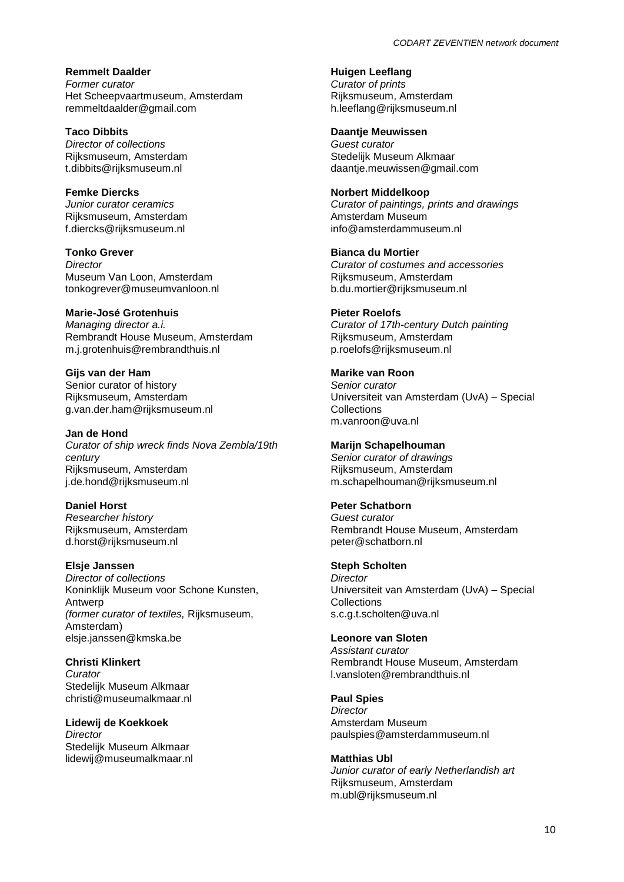**Remmelt Daalder**
*Former curator*
Het Scheepvaartmuseum, Amsterdam
remmeltdaalder@gmail.com

**Taco Dibbits**
*Director of collections*
Rijksmuseum, Amsterdam
t.dibbits@rijksmuseum.nl

**Femke Diercks**
*Junior curator ceramics*
Rijksmuseum, Amsterdam
f.diercks@rijksmuseum.nl

**Tonko Grever**
*Director*
Museum Van Loon, Amsterdam
tonkogrever@museumvanloon.nl

**Marie-José Grotenhuis**
*Managing director a.i.*
Rembrandt House Museum, Amsterdam
m.j.grotenhuis@rembrandthuis.nl

**Gijs van der Ham**
Senior curator of history
Rijksmuseum, Amsterdam
g.van.der.ham@rijksmuseum.nl

**Jan de Hond**
*Curator of ship wreck finds Nova Zembla/19th century*
Rijksmuseum, Amsterdam
j.de.hond@rijksmuseum.nl

**Daniel Horst**
*Researcher history*
Rijksmuseum, Amsterdam
d.horst@rijksmuseum.nl

**Elsje Janssen**
*Director of collections*
Koninklijk Museum voor Schone Kunsten, Antwerp
*(former curator of textiles,* Rijksmuseum, Amsterdam)
elsje.janssen@kmska.be

**Christi Klinkert**
*Curator*
Stedelijk Museum Alkmaar
christi@museumalkmaar.nl

**Lidewij de Koekkoek**
*Director*
Stedelijk Museum Alkmaar
lidewij@museumalkmaar.nl

**Huigen Leeflang**
*Curator of prints*
Rijksmuseum, Amsterdam
h.leeflang@rijksmuseum.nl

**Daantje Meuwissen**
*Guest curator*
Stedelijk Museum Alkmaar
daantje.meuwissen@gmail.com

**Norbert Middelkoop**
*Curator of paintings, prints and drawings*
Amsterdam Museum
info@amsterdammuseum.nl

**Bianca du Mortier**
*Curator of costumes and accessories*
Rijksmuseum, Amsterdam
b.du.mortier@rijksmuseum.nl

**Pieter Roelofs**
*Curator of 17th-century Dutch painting*
Rijksmuseum, Amsterdam
p.roelofs@rijksmuseum.nl

**Marike van Roon**
*Senior curator*
Universiteit van Amsterdam (UvA) – Special Collections
m.vanroon@uva.nl

**Marijn Schapelhouman**
*Senior curator of drawings*
Rijksmuseum, Amsterdam
m.schapelhouman@rijksmuseum.nl

**Peter Schatborn**
*Guest curator*
Rembrandt House Museum, Amsterdam
peter@schatborn.nl

**Steph Scholten**
*Director*
Universiteit van Amsterdam (UvA) – Special Collections
s.c.g.t.scholten@uva.nl

**Leonore van Sloten**
*Assistant curator*
Rembrandt House Museum, Amsterdam
l.vansloten@rembrandthuis.nl

**Paul Spies**
*Director*
Amsterdam Museum
paulspies@amsterdammuseum.nl

**Matthias Ubl**
*Junior curator of early Netherlandish art*
Rijksmuseum, Amsterdam
m.ubl@rijksmuseum.nl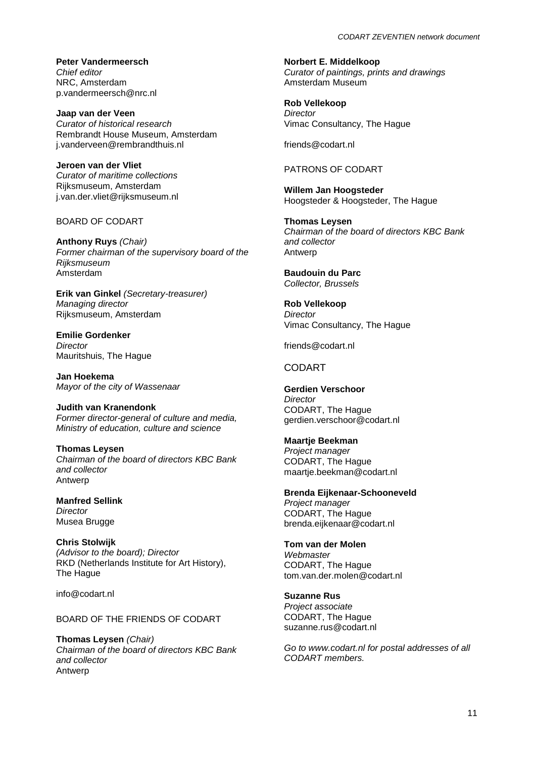**Peter Vandermeersch**
*Chief editor*
NRC, Amsterdam
p.vandermeersch@nrc.nl

**Jaap van der Veen**
*Curator of historical research*
Rembrandt House Museum, Amsterdam
j.vanderveen@rembrandthuis.nl

**Jeroen van der Vliet**
*Curator of maritime collections*
Rijksmuseum, Amsterdam
j.van.der.vliet@rijksmuseum.nl

BOARD OF CODART

**Anthony Ruys** *(Chair)*
*Former chairman of the supervisory board of the Rijksmuseum*
Amsterdam

**Erik van Ginkel** *(Secretary-treasurer)*
*Managing director*
Rijksmuseum, Amsterdam

**Emilie Gordenker**
*Director*
Mauritshuis, The Hague

**Jan Hoekema**
*Mayor of the city of Wassenaar*

**Judith van Kranendonk**
*Former director-general of culture and media, Ministry of education, culture and science*

**Thomas Leysen**
*Chairman of the board of directors KBC Bank and collector*
Antwerp

**Manfred Sellink**
*Director*
Musea Brugge

**Chris Stolwijk**
*(Advisor to the board); Director*
RKD (Netherlands Institute for Art History), The Hague

info@codart.nl

BOARD OF THE FRIENDS OF CODART

**Thomas Leysen** *(Chair)*
*Chairman of the board of directors KBC Bank and collector*
Antwerp

**Norbert E. Middelkoop**
*Curator of paintings, prints and drawings*
Amsterdam Museum

**Rob Vellekoop**
*Director*
Vimac Consultancy, The Hague

friends@codart.nl

PATRONS OF CODART

**Willem Jan Hoogsteder**
Hoogsteder & Hoogsteder, The Hague

**Thomas Leysen**
*Chairman of the board of directors KBC Bank and collector*
Antwerp

**Baudouin du Parc**
*Collector, Brussels*

**Rob Vellekoop**
*Director*
Vimac Consultancy, The Hague

friends@codart.nl

CODART

**Gerdien Verschoor**
*Director*
CODART, The Hague
gerdien.verschoor@codart.nl

**Maartje Beekman**
*Project manager*
CODART, The Hague
maartje.beekman@codart.nl

**Brenda Eijkenaar-Schooneveld**
*Project manager*
CODART, The Hague
brenda.eijkenaar@codart.nl

**Tom van der Molen**
*Webmaster*
CODART, The Hague
tom.van.der.molen@codart.nl

**Suzanne Rus**
*Project associate*
CODART, The Hague
suzanne.rus@codart.nl

*Go to www.codart.nl for postal addresses of all CODART members.*